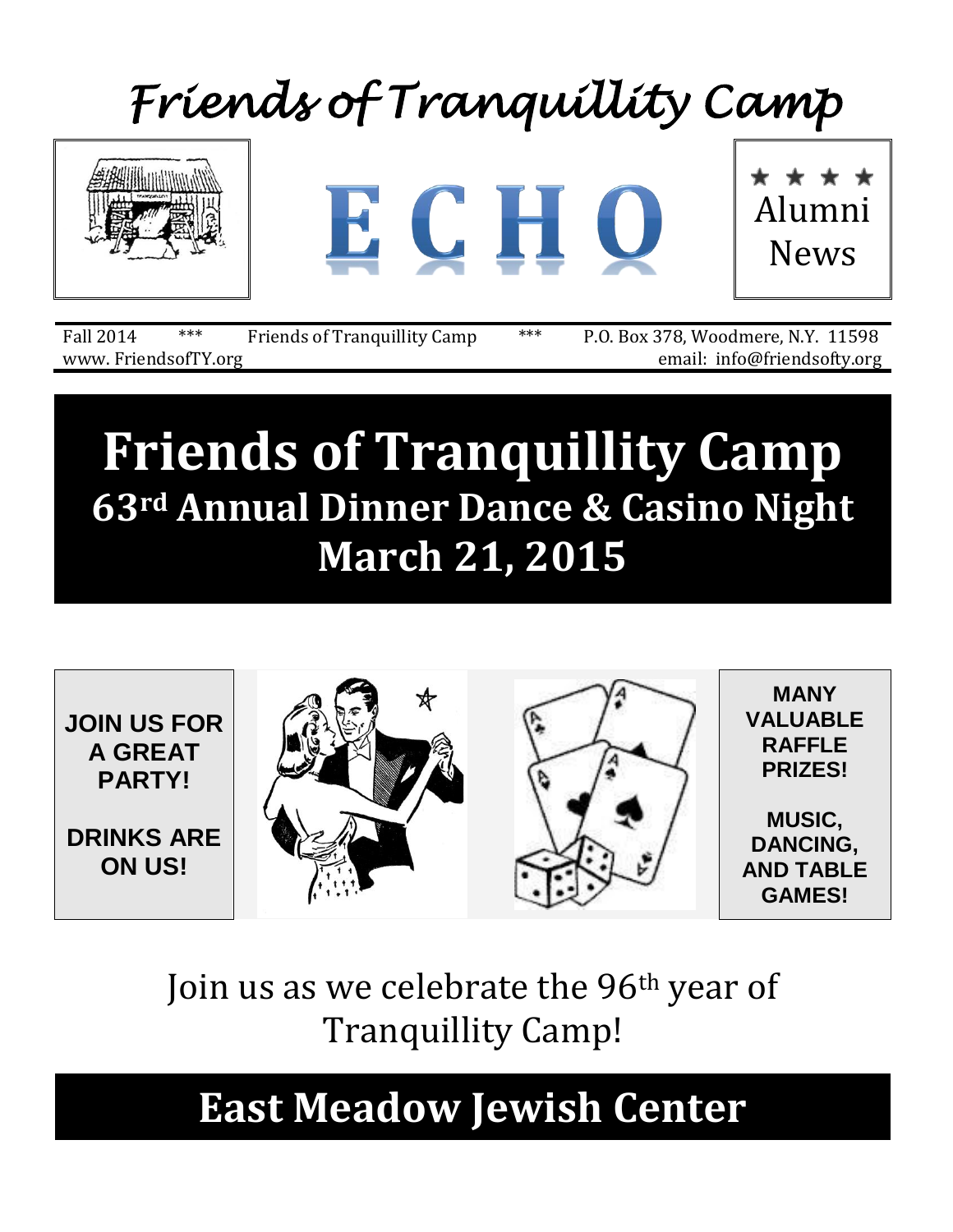# Friends of Tranquillity Camp

# ECHO

★ ★ ★ ★
Alumni News

Fall 2014 *** Friends of Tranquillity Camp *** P.O. Box 378, Woodmere, N.Y. 11598
www. FriendsofTY.org email: info@friendsofty.org

# Friends of Tranquillity Camp

## 63rd Annual Dinner Dance & Casino Night

## March 21, 2015

**JOIN US FOR A GREAT PARTY!**

**DRINKS ARE ON US!**

**MANY VALUABLE RAFFLE PRIZES!**

**MUSIC, DANCING, AND TABLE GAMES!**

Join us as we celebrate the 96th year of Tranquillity Camp!

## East Meadow Jewish Center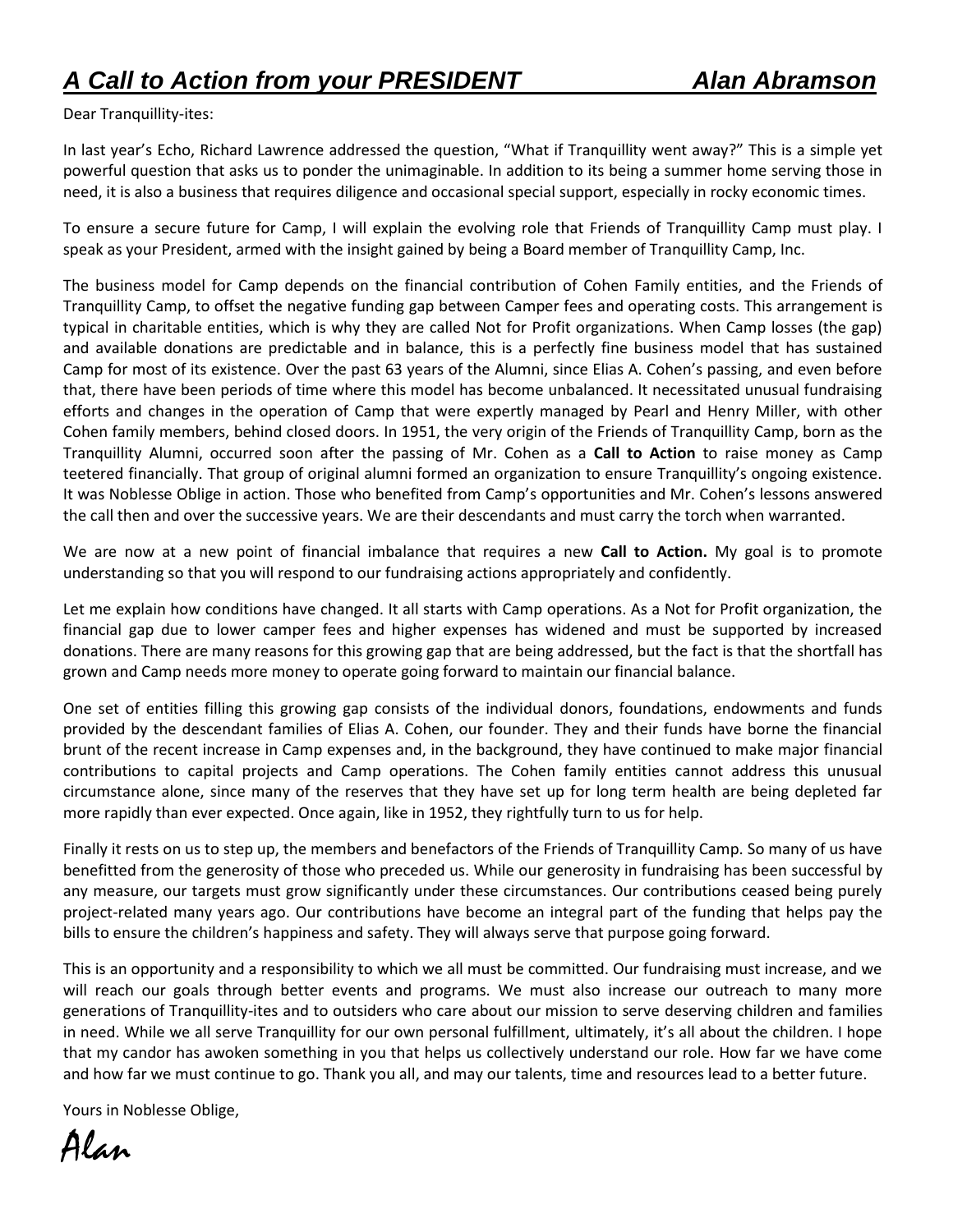# ***A Call to Action from your PRESIDENT Alan Abramson***

Dear Tranquillity-ites:

In last year's Echo, Richard Lawrence addressed the question, "What if Tranquillity went away?" This is a simple yet powerful question that asks us to ponder the unimaginable. In addition to its being a summer home serving those in need, it is also a business that requires diligence and occasional special support, especially in rocky economic times.

To ensure a secure future for Camp, I will explain the evolving role that Friends of Tranquillity Camp must play. I speak as your President, armed with the insight gained by being a Board member of Tranquillity Camp, Inc.

The business model for Camp depends on the financial contribution of Cohen Family entities, and the Friends of Tranquillity Camp, to offset the negative funding gap between Camper fees and operating costs. This arrangement is typical in charitable entities, which is why they are called Not for Profit organizations. When Camp losses (the gap) and available donations are predictable and in balance, this is a perfectly fine business model that has sustained Camp for most of its existence. Over the past 63 years of the Alumni, since Elias A. Cohen's passing, and even before that, there have been periods of time where this model has become unbalanced. It necessitated unusual fundraising efforts and changes in the operation of Camp that were expertly managed by Pearl and Henry Miller, with other Cohen family members, behind closed doors. In 1951, the very origin of the Friends of Tranquillity Camp, born as the Tranquillity Alumni, occurred soon after the passing of Mr. Cohen as a **Call to Action** to raise money as Camp teetered financially. That group of original alumni formed an organization to ensure Tranquillity's ongoing existence. It was Noblesse Oblige in action. Those who benefited from Camp's opportunities and Mr. Cohen's lessons answered the call then and over the successive years. We are their descendants and must carry the torch when warranted.

We are now at a new point of financial imbalance that requires a new **Call to Action.** My goal is to promote understanding so that you will respond to our fundraising actions appropriately and confidently.

Let me explain how conditions have changed. It all starts with Camp operations. As a Not for Profit organization, the financial gap due to lower camper fees and higher expenses has widened and must be supported by increased donations. There are many reasons for this growing gap that are being addressed, but the fact is that the shortfall has grown and Camp needs more money to operate going forward to maintain our financial balance.

One set of entities filling this growing gap consists of the individual donors, foundations, endowments and funds provided by the descendant families of Elias A. Cohen, our founder. They and their funds have borne the financial brunt of the recent increase in Camp expenses and, in the background, they have continued to make major financial contributions to capital projects and Camp operations. The Cohen family entities cannot address this unusual circumstance alone, since many of the reserves that they have set up for long term health are being depleted far more rapidly than ever expected. Once again, like in 1952, they rightfully turn to us for help.

Finally it rests on us to step up, the members and benefactors of the Friends of Tranquillity Camp. So many of us have benefitted from the generosity of those who preceded us. While our generosity in fundraising has been successful by any measure, our targets must grow significantly under these circumstances. Our contributions ceased being purely project-related many years ago. Our contributions have become an integral part of the funding that helps pay the bills to ensure the children's happiness and safety. They will always serve that purpose going forward.

This is an opportunity and a responsibility to which we all must be committed. Our fundraising must increase, and we will reach our goals through better events and programs. We must also increase our outreach to many more generations of Tranquillity-ites and to outsiders who care about our mission to serve deserving children and families in need. While we all serve Tranquillity for our own personal fulfillment, ultimately, it's all about the children. I hope that my candor has awoken something in you that helps us collectively understand our role. How far we have come and how far we must continue to go. Thank you all, and may our talents, time and resources lead to a better future.

Yours in Noblesse Oblige,

*Alan*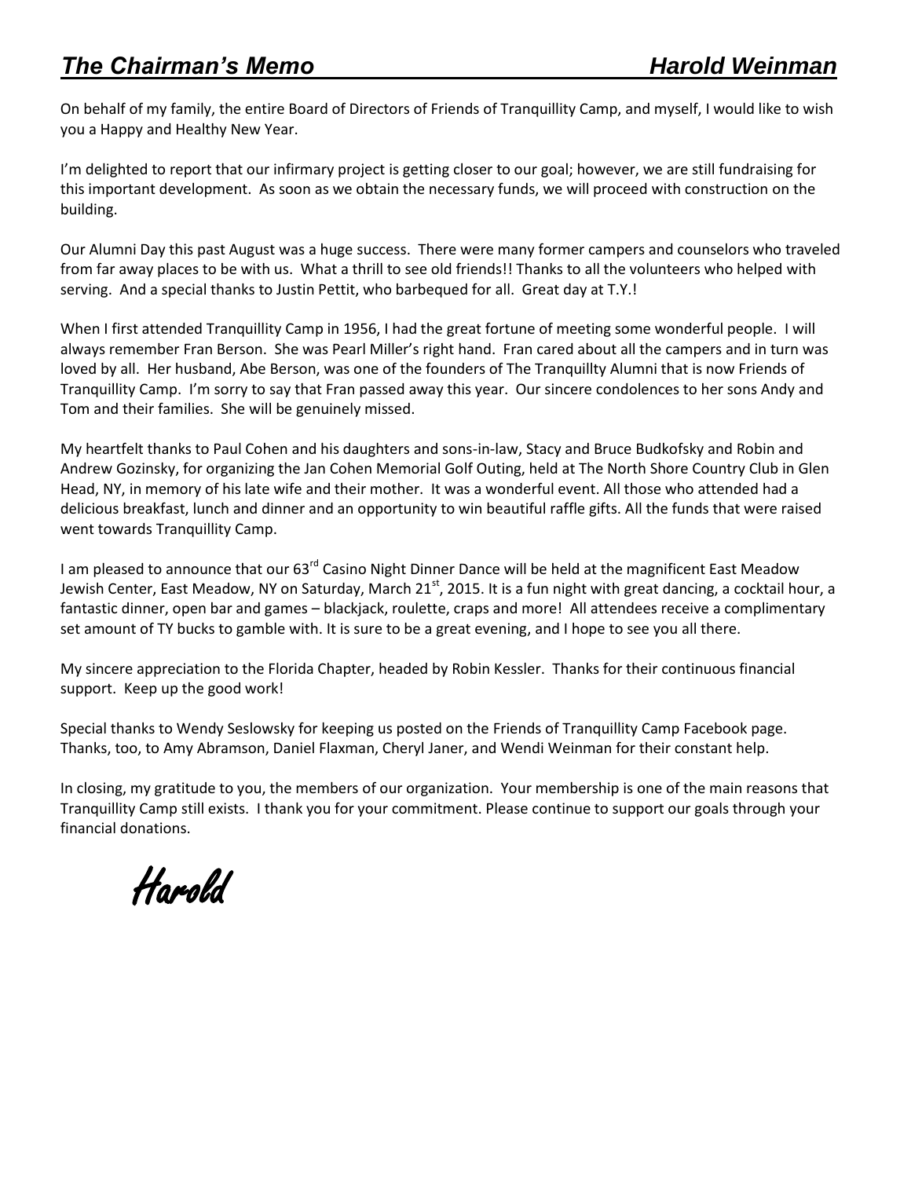## ***The Chairman's Memo*** — ***Harold Weinman***

On behalf of my family, the entire Board of Directors of Friends of Tranquillity Camp, and myself, I would like to wish you a Happy and Healthy New Year.

I'm delighted to report that our infirmary project is getting closer to our goal; however, we are still fundraising for this important development. As soon as we obtain the necessary funds, we will proceed with construction on the building.

Our Alumni Day this past August was a huge success. There were many former campers and counselors who traveled from far away places to be with us. What a thrill to see old friends!! Thanks to all the volunteers who helped with serving. And a special thanks to Justin Pettit, who barbequed for all. Great day at T.Y.!

When I first attended Tranquillity Camp in 1956, I had the great fortune of meeting some wonderful people. I will always remember Fran Berson. She was Pearl Miller's right hand. Fran cared about all the campers and in turn was loved by all. Her husband, Abe Berson, was one of the founders of The Tranquillty Alumni that is now Friends of Tranquillity Camp. I'm sorry to say that Fran passed away this year. Our sincere condolences to her sons Andy and Tom and their families. She will be genuinely missed.

My heartfelt thanks to Paul Cohen and his daughters and sons-in-law, Stacy and Bruce Budkofsky and Robin and Andrew Gozinsky, for organizing the Jan Cohen Memorial Golf Outing, held at The North Shore Country Club in Glen Head, NY, in memory of his late wife and their mother. It was a wonderful event. All those who attended had a delicious breakfast, lunch and dinner and an opportunity to win beautiful raffle gifts. All the funds that were raised went towards Tranquillity Camp.

I am pleased to announce that our 63rd Casino Night Dinner Dance will be held at the magnificent East Meadow Jewish Center, East Meadow, NY on Saturday, March 21st, 2015. It is a fun night with great dancing, a cocktail hour, a fantastic dinner, open bar and games – blackjack, roulette, craps and more! All attendees receive a complimentary set amount of TY bucks to gamble with. It is sure to be a great evening, and I hope to see you all there.

My sincere appreciation to the Florida Chapter, headed by Robin Kessler. Thanks for their continuous financial support. Keep up the good work!

Special thanks to Wendy Seslowsky for keeping us posted on the Friends of Tranquillity Camp Facebook page. Thanks, too, to Amy Abramson, Daniel Flaxman, Cheryl Janer, and Wendi Weinman for their constant help.

In closing, my gratitude to you, the members of our organization. Your membership is one of the main reasons that Tranquillity Camp still exists. I thank you for your commitment. Please continue to support our goals through your financial donations.

*Harold*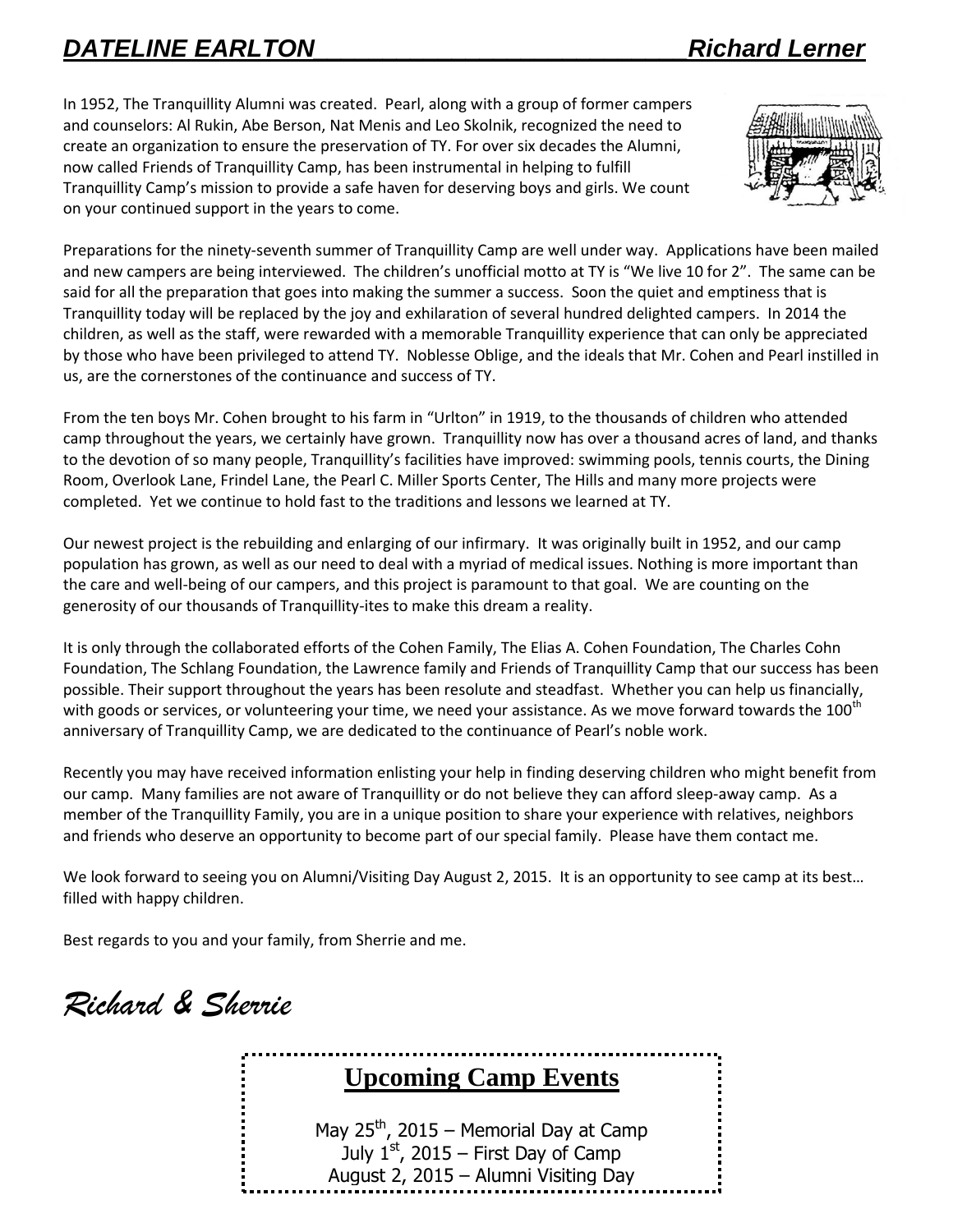# *DATELINE EARLTON___________________________Richard Lerner*

In 1952, The Tranquillity Alumni was created. Pearl, along with a group of former campers and counselors: Al Rukin, Abe Berson, Nat Menis and Leo Skolnik, recognized the need to create an organization to ensure the preservation of TY. For over six decades the Alumni, now called Friends of Tranquillity Camp, has been instrumental in helping to fulfill Tranquillity Camp's mission to provide a safe haven for deserving boys and girls. We count on your continued support in the years to come.

Preparations for the ninety-seventh summer of Tranquillity Camp are well under way. Applications have been mailed and new campers are being interviewed. The children's unofficial motto at TY is "We live 10 for 2". The same can be said for all the preparation that goes into making the summer a success. Soon the quiet and emptiness that is Tranquillity today will be replaced by the joy and exhilaration of several hundred delighted campers. In 2014 the children, as well as the staff, were rewarded with a memorable Tranquillity experience that can only be appreciated by those who have been privileged to attend TY. Noblesse Oblige, and the ideals that Mr. Cohen and Pearl instilled in us, are the cornerstones of the continuance and success of TY.

From the ten boys Mr. Cohen brought to his farm in "Urlton" in 1919, to the thousands of children who attended camp throughout the years, we certainly have grown. Tranquillity now has over a thousand acres of land, and thanks to the devotion of so many people, Tranquillity's facilities have improved: swimming pools, tennis courts, the Dining Room, Overlook Lane, Frindel Lane, the Pearl C. Miller Sports Center, The Hills and many more projects were completed. Yet we continue to hold fast to the traditions and lessons we learned at TY.

Our newest project is the rebuilding and enlarging of our infirmary. It was originally built in 1952, and our camp population has grown, as well as our need to deal with a myriad of medical issues. Nothing is more important than the care and well-being of our campers, and this project is paramount to that goal. We are counting on the generosity of our thousands of Tranquillity-ites to make this dream a reality.

It is only through the collaborated efforts of the Cohen Family, The Elias A. Cohen Foundation, The Charles Cohn Foundation, The Schlang Foundation, the Lawrence family and Friends of Tranquillity Camp that our success has been possible. Their support throughout the years has been resolute and steadfast. Whether you can help us financially, with goods or services, or volunteering your time, we need your assistance. As we move forward towards the 100th anniversary of Tranquillity Camp, we are dedicated to the continuance of Pearl's noble work.

Recently you may have received information enlisting your help in finding deserving children who might benefit from our camp. Many families are not aware of Tranquillity or do not believe they can afford sleep-away camp. As a member of the Tranquillity Family, you are in a unique position to share your experience with relatives, neighbors and friends who deserve an opportunity to become part of our special family. Please have them contact me.

We look forward to seeing you on Alumni/Visiting Day August 2, 2015. It is an opportunity to see camp at its best… filled with happy children.

Best regards to you and your family, from Sherrie and me.

*Richard & Sherrie*

## Upcoming Camp Events

May 25th, 2015 – Memorial Day at Camp
July 1st, 2015 – First Day of Camp
August 2, 2015 – Alumni Visiting Day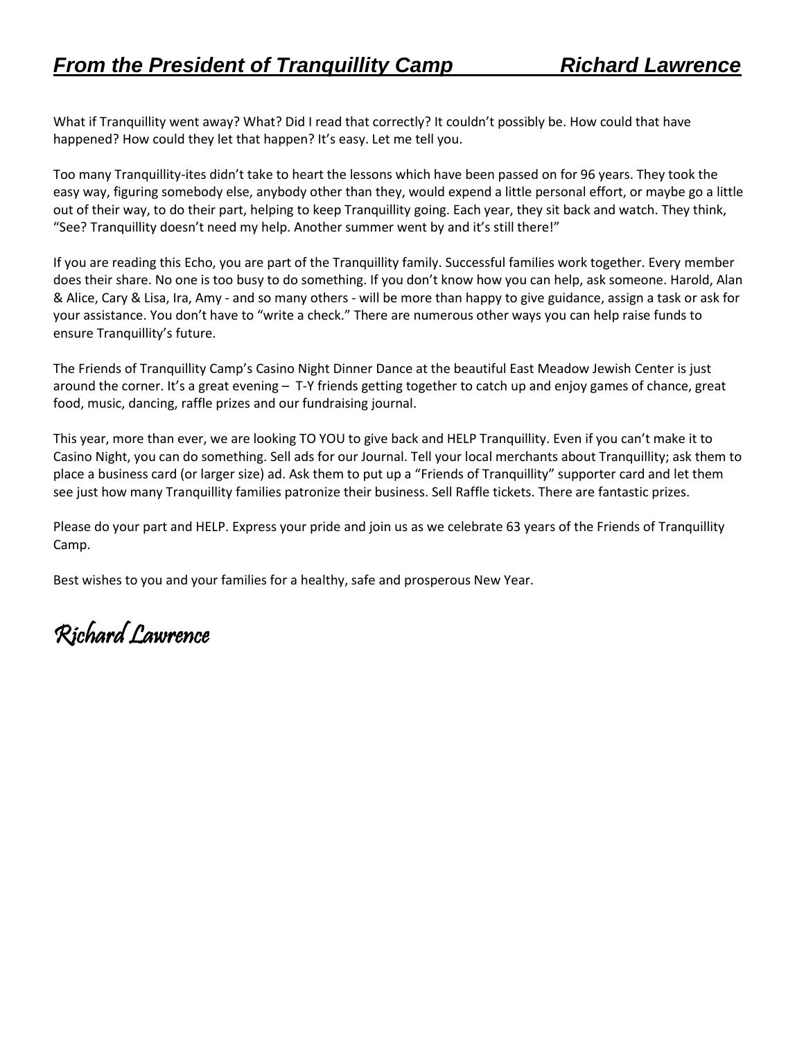## ***From the President of Tranquillity Camp Richard Lawrence***

What if Tranquillity went away? What? Did I read that correctly? It couldn't possibly be. How could that have happened? How could they let that happen? It's easy. Let me tell you.

Too many Tranquillity-ites didn't take to heart the lessons which have been passed on for 96 years. They took the easy way, figuring somebody else, anybody other than they, would expend a little personal effort, or maybe go a little out of their way, to do their part, helping to keep Tranquillity going. Each year, they sit back and watch. They think, "See? Tranquillity doesn't need my help. Another summer went by and it's still there!"

If you are reading this Echo, you are part of the Tranquillity family. Successful families work together. Every member does their share. No one is too busy to do something. If you don't know how you can help, ask someone. Harold, Alan & Alice, Cary & Lisa, Ira, Amy - and so many others - will be more than happy to give guidance, assign a task or ask for your assistance. You don't have to "write a check." There are numerous other ways you can help raise funds to ensure Tranquillity's future.

The Friends of Tranquillity Camp's Casino Night Dinner Dance at the beautiful East Meadow Jewish Center is just around the corner. It's a great evening – T-Y friends getting together to catch up and enjoy games of chance, great food, music, dancing, raffle prizes and our fundraising journal.

This year, more than ever, we are looking TO YOU to give back and HELP Tranquillity. Even if you can't make it to Casino Night, you can do something. Sell ads for our Journal. Tell your local merchants about Tranquillity; ask them to place a business card (or larger size) ad. Ask them to put up a "Friends of Tranquillity" supporter card and let them see just how many Tranquillity families patronize their business. Sell Raffle tickets. There are fantastic prizes.

Please do your part and HELP. Express your pride and join us as we celebrate 63 years of the Friends of Tranquillity Camp.

Best wishes to you and your families for a healthy, safe and prosperous New Year.

*Richard Lawrence*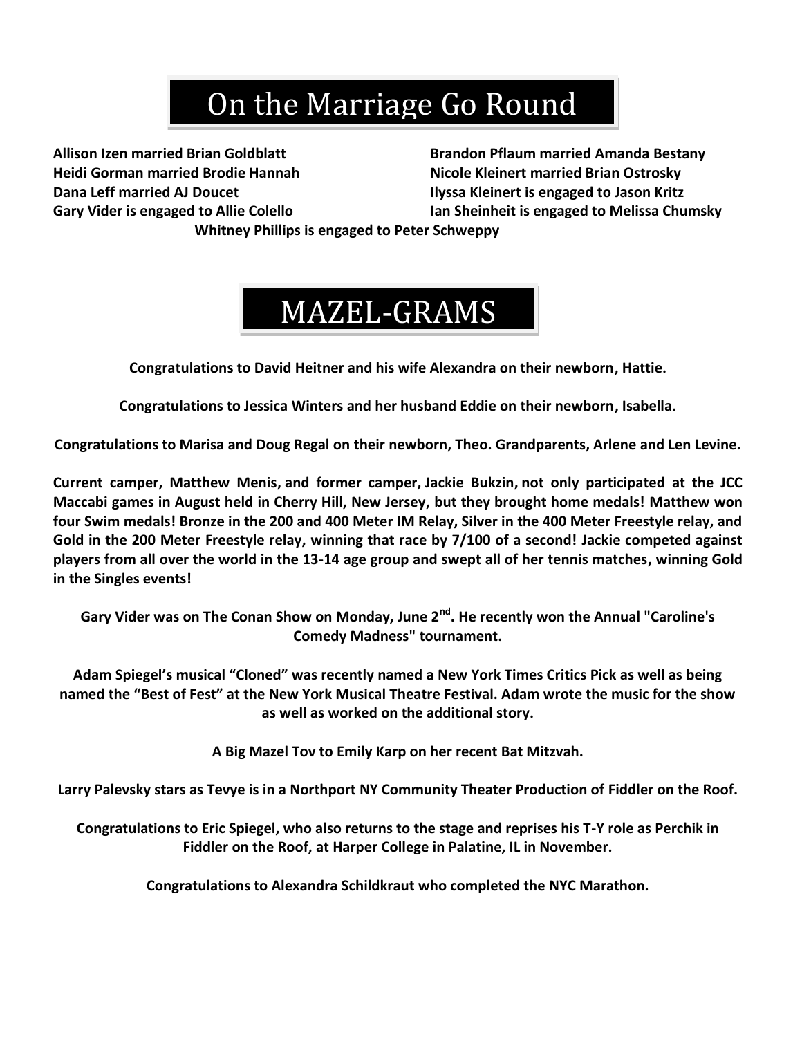# On the Marriage Go Round

**Allison Izen married Brian Goldblatt**
**Heidi Gorman married Brodie Hannah**
**Dana Leff married AJ Doucet**
**Gary Vider is engaged to Allie Colello**
**Brandon Pflaum married Amanda Bestany**
**Nicole Kleinert married Brian Ostrosky**
**Ilyssa Kleinert is engaged to Jason Kritz**
**Ian Sheinheit is engaged to Melissa Chumsky**
**Whitney Phillips is engaged to Peter Schweppy**

# MAZEL-GRAMS

**Congratulations to David Heitner and his wife Alexandra on their newborn, Hattie.**

**Congratulations to Jessica Winters and her husband Eddie on their newborn, Isabella.**

**Congratulations to Marisa and Doug Regal on their newborn, Theo. Grandparents, Arlene and Len Levine.**

**Current camper, Matthew Menis, and former camper, Jackie Bukzin, not only participated at the JCC Maccabi games in August held in Cherry Hill, New Jersey, but they brought home medals! Matthew won four Swim medals! Bronze in the 200 and 400 Meter IM Relay, Silver in the 400 Meter Freestyle relay, and Gold in the 200 Meter Freestyle relay, winning that race by 7/100 of a second! Jackie competed against players from all over the world in the 13-14 age group and swept all of her tennis matches, winning Gold in the Singles events!**

**Gary Vider was on The Conan Show on Monday, June 2nd. He recently won the Annual "Caroline's Comedy Madness" tournament.**

**Adam Spiegel's musical "Cloned" was recently named a New York Times Critics Pick as well as being named the "Best of Fest" at the New York Musical Theatre Festival. Adam wrote the music for the show as well as worked on the additional story.**

**A Big Mazel Tov to Emily Karp on her recent Bat Mitzvah.**

**Larry Palevsky stars as Tevye is in a Northport NY Community Theater Production of Fiddler on the Roof.**

**Congratulations to Eric Spiegel, who also returns to the stage and reprises his T-Y role as Perchik in Fiddler on the Roof, at Harper College in Palatine, IL in November.**

**Congratulations to Alexandra Schildkraut who completed the NYC Marathon.**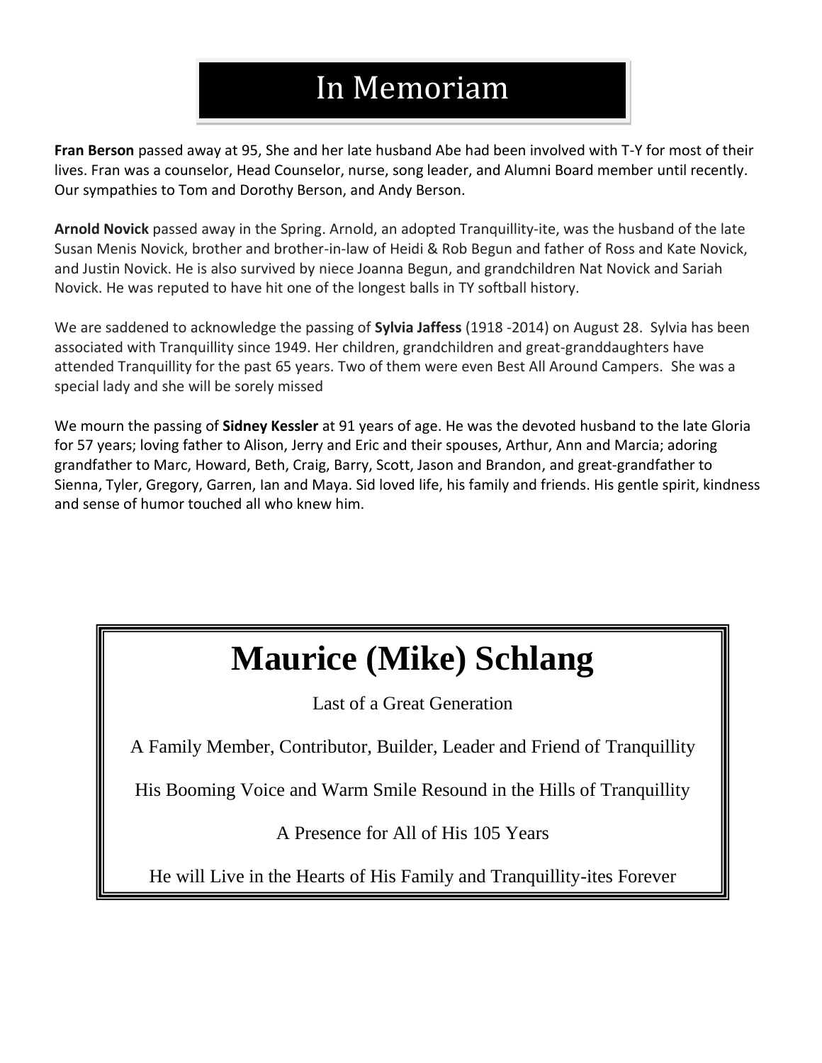# In Memoriam

**Fran Berson** passed away at 95, She and her late husband Abe had been involved with T-Y for most of their lives. Fran was a counselor, Head Counselor, nurse, song leader, and Alumni Board member until recently. Our sympathies to Tom and Dorothy Berson, and Andy Berson.

**Arnold Novick** passed away in the Spring. Arnold, an adopted Tranquillity-ite, was the husband of the late Susan Menis Novick, brother and brother-in-law of Heidi & Rob Begun and father of Ross and Kate Novick, and Justin Novick. He is also survived by niece Joanna Begun, and grandchildren Nat Novick and Sariah Novick. He was reputed to have hit one of the longest balls in TY softball history.

We are saddened to acknowledge the passing of **Sylvia Jaffess** (1918 -2014) on August 28. Sylvia has been associated with Tranquillity since 1949. Her children, grandchildren and great-granddaughters have attended Tranquillity for the past 65 years. Two of them were even Best All Around Campers. She was a special lady and she will be sorely missed

We mourn the passing of **Sidney Kessler** at 91 years of age. He was the devoted husband to the late Gloria for 57 years; loving father to Alison, Jerry and Eric and their spouses, Arthur, Ann and Marcia; adoring grandfather to Marc, Howard, Beth, Craig, Barry, Scott, Jason and Brandon, and great-grandfather to Sienna, Tyler, Gregory, Garren, Ian and Maya. Sid loved life, his family and friends. His gentle spirit, kindness and sense of humor touched all who knew him.

## Maurice (Mike) Schlang

Last of a Great Generation

A Family Member, Contributor, Builder, Leader and Friend of Tranquillity

His Booming Voice and Warm Smile Resound in the Hills of Tranquillity

A Presence for All of His 105 Years

He will Live in the Hearts of His Family and Tranquillity-ites Forever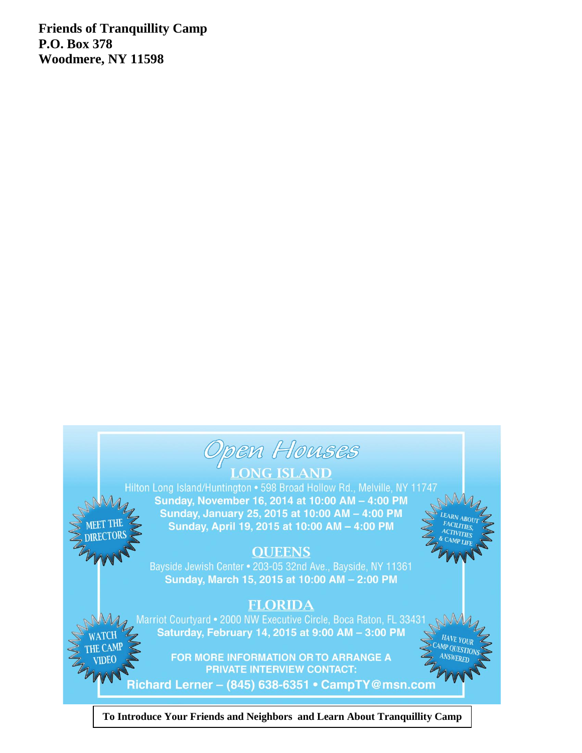**Friends of Tranquillity Camp**
**P.O. Box 378**
**Woodmere, NY 11598**

# Open Houses

## LONG ISLAND

Hilton Long Island/Huntington • 598 Broad Hollow Rd., Melville, NY 11747

**Sunday, November 16, 2014 at 10:00 AM – 4:00 PM**
**Sunday, January 25, 2015 at 10:00 AM – 4:00 PM**
**Sunday, April 19, 2015 at 10:00 AM – 4:00 PM**

## QUEENS

Bayside Jewish Center • 203-05 32nd Ave., Bayside, NY 11361

**Sunday, March 15, 2015 at 10:00 AM – 2:00 PM**

## FLORIDA

Marriot Courtyard • 2000 NW Executive Circle, Boca Raton, FL 33431

**Saturday, February 14, 2015 at 9:00 AM – 3:00 PM**

MEET THE DIRECTORS

LEARN ABOUT FACILITIES, ACTIVITIES & CAMP LIFE

WATCH THE CAMP VIDEO

HAVE YOUR CAMP QUESTIONS ANSWERED

**FOR MORE INFORMATION OR TO ARRANGE A PRIVATE INTERVIEW CONTACT:**

**Richard Lerner – (845) 638-6351 • CampTY@msn.com**

**To Introduce Your Friends and Neighbors and Learn About Tranquillity Camp**